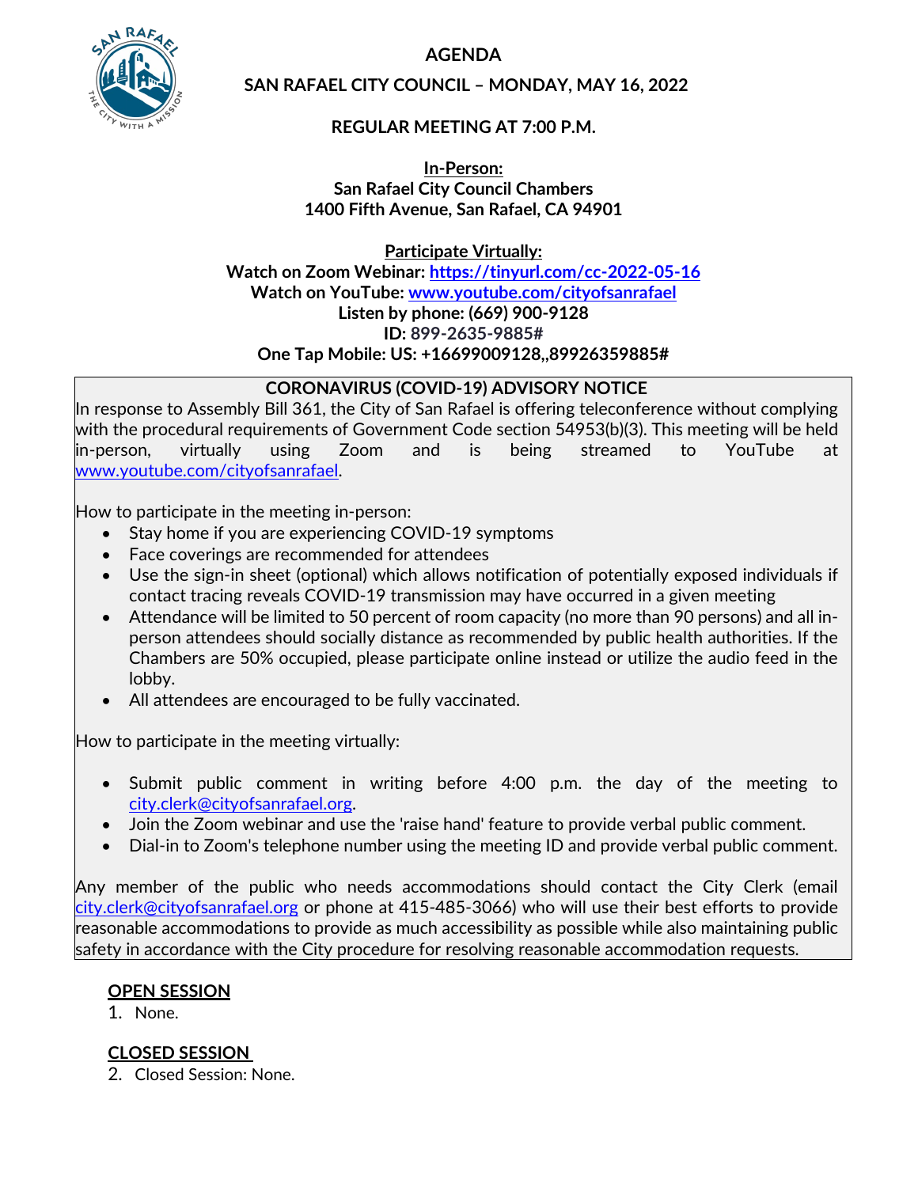# AGENDA

## SAN RAFAEL CITY COUNCIL – MONDAY, MAY 16, 2022

### REGULAR MEETING AT 7:00 P.M.

**In-Person:**
**San Rafael City Council Chambers**
**1400 Fifth Avenue, San Rafael, CA 94901**

**Participate Virtually:**
**Watch on Zoom Webinar: https://tinyurl.com/cc-2022-05-16**
**Watch on YouTube: www.youtube.com/cityofsanrafael**
**Listen by phone: (669) 900-9128**
**ID: 899-2635-9885#**
**One Tap Mobile: US: +16699009128,,89926359885#**

**CORONAVIRUS (COVID-19) ADVISORY NOTICE**

In response to Assembly Bill 361, the City of San Rafael is offering teleconference without complying with the procedural requirements of Government Code section 54953(b)(3). This meeting will be held in-person, virtually using Zoom and is being streamed to YouTube at www.youtube.com/cityofsanrafael.

How to participate in the meeting in-person:

- Stay home if you are experiencing COVID-19 symptoms
- Face coverings are recommended for attendees
- Use the sign-in sheet (optional) which allows notification of potentially exposed individuals if contact tracing reveals COVID-19 transmission may have occurred in a given meeting
- Attendance will be limited to 50 percent of room capacity (no more than 90 persons) and all in-person attendees should socially distance as recommended by public health authorities. If the Chambers are 50% occupied, please participate online instead or utilize the audio feed in the lobby.
- All attendees are encouraged to be fully vaccinated.

How to participate in the meeting virtually:

- Submit public comment in writing before 4:00 p.m. the day of the meeting to city.clerk@cityofsanrafael.org.
- Join the Zoom webinar and use the 'raise hand' feature to provide verbal public comment.
- Dial-in to Zoom's telephone number using the meeting ID and provide verbal public comment.

Any member of the public who needs accommodations should contact the City Clerk (email city.clerk@cityofsanrafael.org or phone at 415-485-3066) who will use their best efforts to provide reasonable accommodations to provide as much accessibility as possible while also maintaining public safety in accordance with the City procedure for resolving reasonable accommodation requests.

**OPEN SESSION**

1. None.

**CLOSED SESSION**

2. Closed Session: None.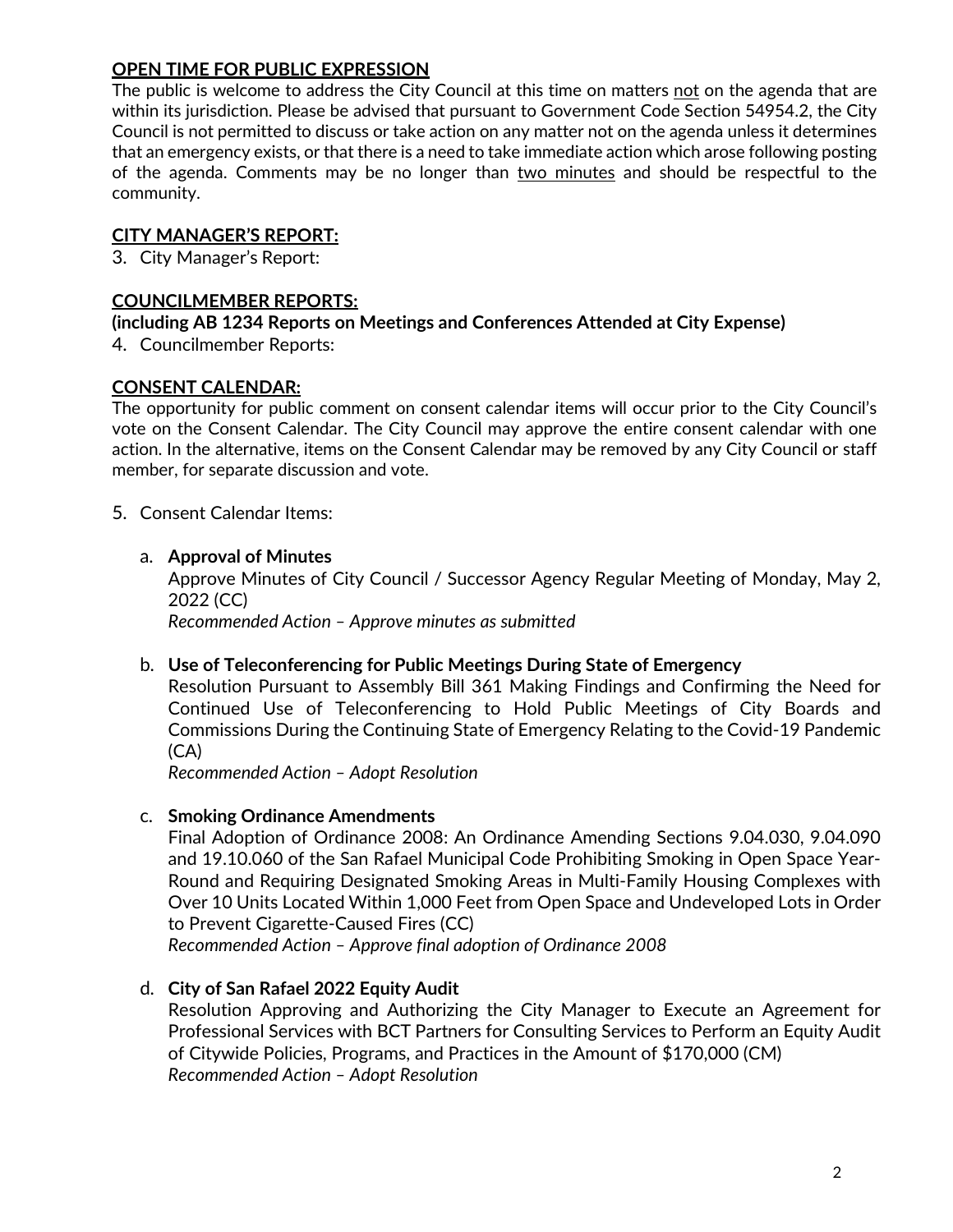## OPEN TIME FOR PUBLIC EXPRESSION

The public is welcome to address the City Council at this time on matters not on the agenda that are within its jurisdiction. Please be advised that pursuant to Government Code Section 54954.2, the City Council is not permitted to discuss or take action on any matter not on the agenda unless it determines that an emergency exists, or that there is a need to take immediate action which arose following posting of the agenda. Comments may be no longer than two minutes and should be respectful to the community.

## CITY MANAGER'S REPORT:

3. City Manager's Report:

## COUNCILMEMBER REPORTS:

**(including AB 1234 Reports on Meetings and Conferences Attended at City Expense)**

4. Councilmember Reports:

## CONSENT CALENDAR:

The opportunity for public comment on consent calendar items will occur prior to the City Council's vote on the Consent Calendar. The City Council may approve the entire consent calendar with one action. In the alternative, items on the Consent Calendar may be removed by any City Council or staff member, for separate discussion and vote.

5. Consent Calendar Items:

   a. **Approval of Minutes**
      Approve Minutes of City Council / Successor Agency Regular Meeting of Monday, May 2, 2022 (CC)
      *Recommended Action – Approve minutes as submitted*

   b. **Use of Teleconferencing for Public Meetings During State of Emergency**
      Resolution Pursuant to Assembly Bill 361 Making Findings and Confirming the Need for Continued Use of Teleconferencing to Hold Public Meetings of City Boards and Commissions During the Continuing State of Emergency Relating to the Covid-19 Pandemic (CA)
      *Recommended Action – Adopt Resolution*

   c. **Smoking Ordinance Amendments**
      Final Adoption of Ordinance 2008: An Ordinance Amending Sections 9.04.030, 9.04.090 and 19.10.060 of the San Rafael Municipal Code Prohibiting Smoking in Open Space Year-Round and Requiring Designated Smoking Areas in Multi-Family Housing Complexes with Over 10 Units Located Within 1,000 Feet from Open Space and Undeveloped Lots in Order to Prevent Cigarette-Caused Fires (CC)
      *Recommended Action – Approve final adoption of Ordinance 2008*

   d. **City of San Rafael 2022 Equity Audit**
      Resolution Approving and Authorizing the City Manager to Execute an Agreement for Professional Services with BCT Partners for Consulting Services to Perform an Equity Audit of Citywide Policies, Programs, and Practices in the Amount of $170,000 (CM)
      *Recommended Action – Adopt Resolution*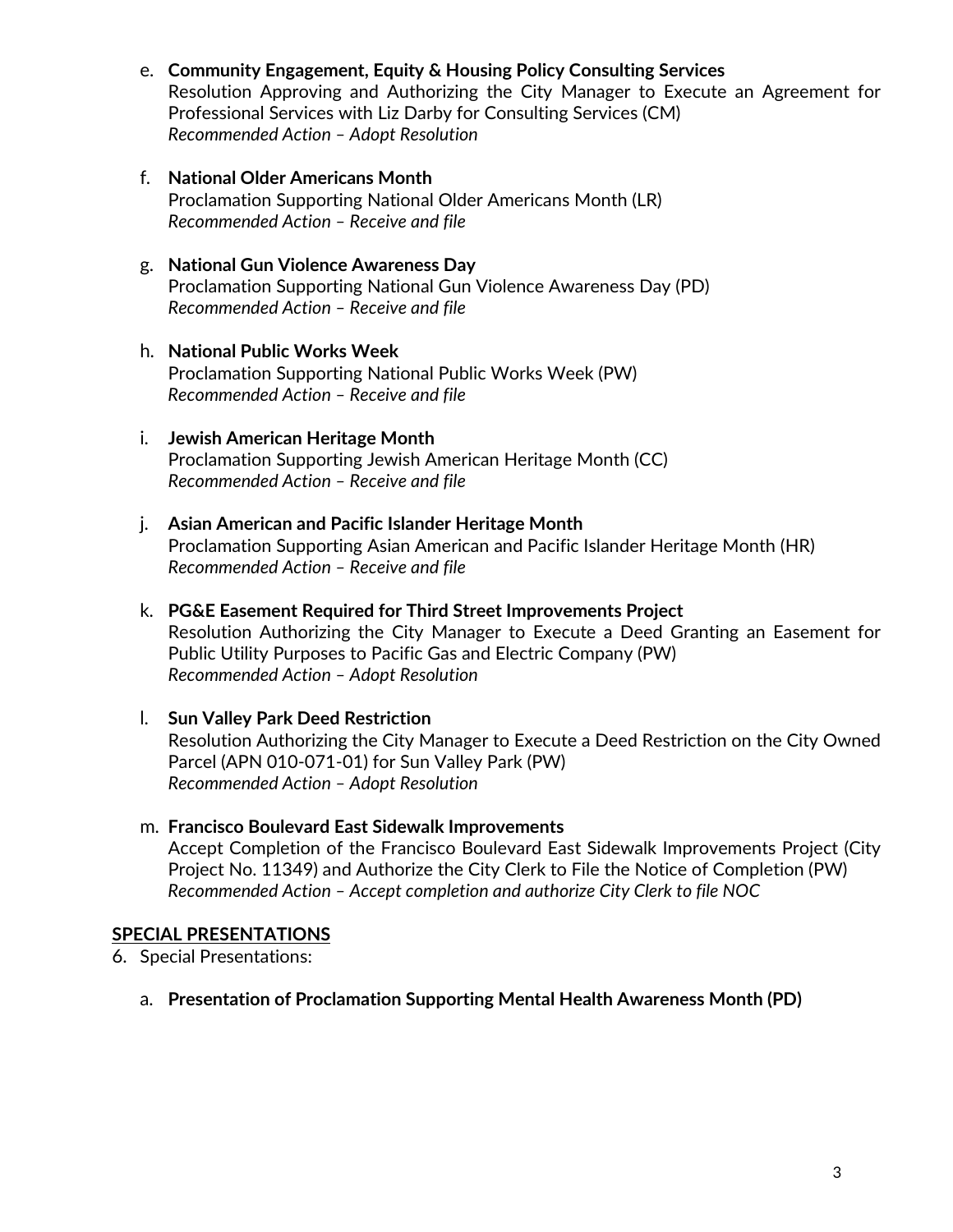e. **Community Engagement, Equity & Housing Policy Consulting Services**
   Resolution Approving and Authorizing the City Manager to Execute an Agreement for Professional Services with Liz Darby for Consulting Services (CM)
   *Recommended Action – Adopt Resolution*

f. **National Older Americans Month**
   Proclamation Supporting National Older Americans Month (LR)
   *Recommended Action – Receive and file*

g. **National Gun Violence Awareness Day**
   Proclamation Supporting National Gun Violence Awareness Day (PD)
   *Recommended Action – Receive and file*

h. **National Public Works Week**
   Proclamation Supporting National Public Works Week (PW)
   *Recommended Action – Receive and file*

i. **Jewish American Heritage Month**
   Proclamation Supporting Jewish American Heritage Month (CC)
   *Recommended Action – Receive and file*

j. **Asian American and Pacific Islander Heritage Month**
   Proclamation Supporting Asian American and Pacific Islander Heritage Month (HR)
   *Recommended Action – Receive and file*

k. **PG&E Easement Required for Third Street Improvements Project**
   Resolution Authorizing the City Manager to Execute a Deed Granting an Easement for Public Utility Purposes to Pacific Gas and Electric Company (PW)
   *Recommended Action – Adopt Resolution*

l. **Sun Valley Park Deed Restriction**
   Resolution Authorizing the City Manager to Execute a Deed Restriction on the City Owned Parcel (APN 010-071-01) for Sun Valley Park (PW)
   *Recommended Action – Adopt Resolution*

m. **Francisco Boulevard East Sidewalk Improvements**
   Accept Completion of the Francisco Boulevard East Sidewalk Improvements Project (City Project No. 11349) and Authorize the City Clerk to File the Notice of Completion (PW)
   *Recommended Action – Accept completion and authorize City Clerk to file NOC*

## SPECIAL PRESENTATIONS

6. Special Presentations:

   a. **Presentation of Proclamation Supporting Mental Health Awareness Month (PD)**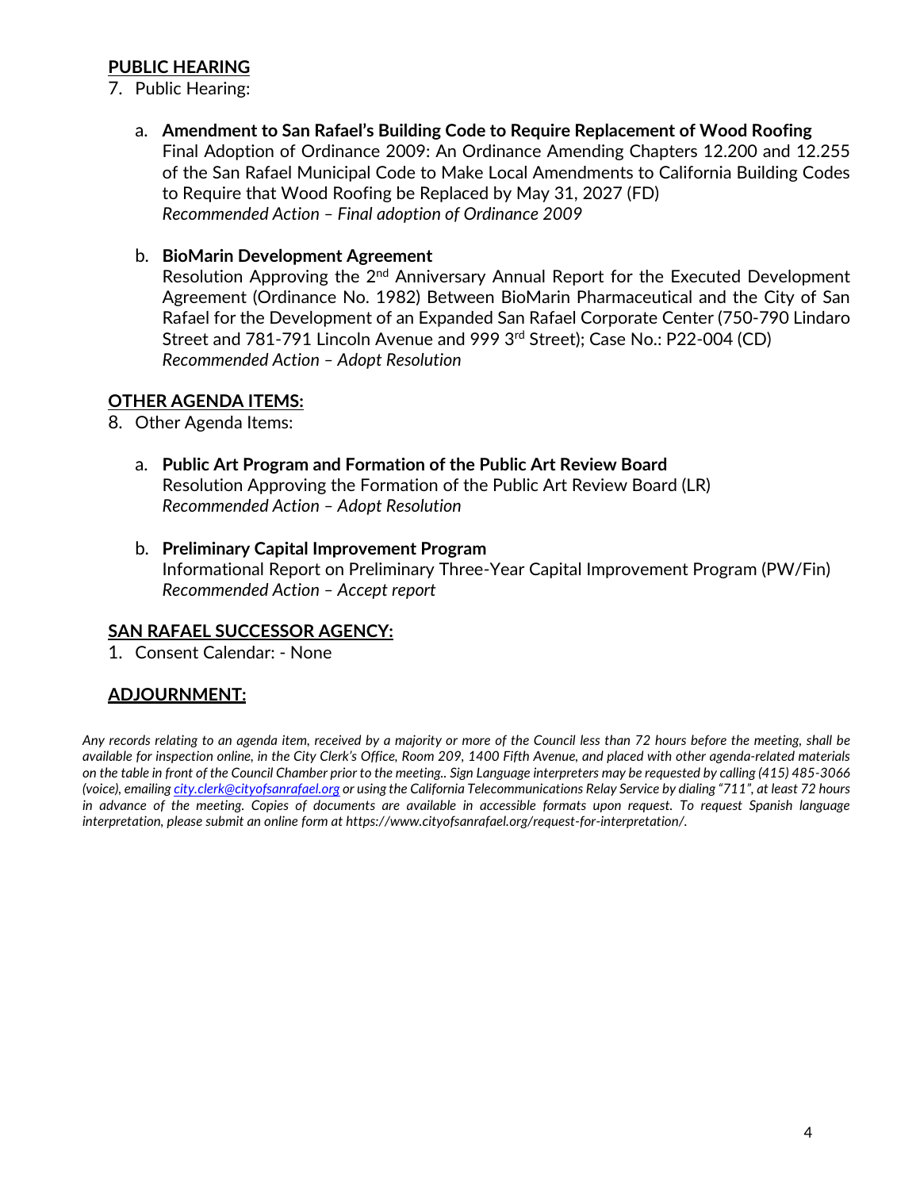**PUBLIC HEARING**

7. Public Hearing:

   a. **Amendment to San Rafael's Building Code to Require Replacement of Wood Roofing**
      Final Adoption of Ordinance 2009: An Ordinance Amending Chapters 12.200 and 12.255 of the San Rafael Municipal Code to Make Local Amendments to California Building Codes to Require that Wood Roofing be Replaced by May 31, 2027 (FD)
      *Recommended Action – Final adoption of Ordinance 2009*

   b. **BioMarin Development Agreement**
      Resolution Approving the 2nd Anniversary Annual Report for the Executed Development Agreement (Ordinance No. 1982) Between BioMarin Pharmaceutical and the City of San Rafael for the Development of an Expanded San Rafael Corporate Center (750-790 Lindaro Street and 781-791 Lincoln Avenue and 999 3rd Street); Case No.: P22-004 (CD)
      *Recommended Action – Adopt Resolution*

**OTHER AGENDA ITEMS:**

8. Other Agenda Items:

   a. **Public Art Program and Formation of the Public Art Review Board**
      Resolution Approving the Formation of the Public Art Review Board (LR)
      *Recommended Action – Adopt Resolution*

   b. **Preliminary Capital Improvement Program**
      Informational Report on Preliminary Three-Year Capital Improvement Program (PW/Fin)
      *Recommended Action – Accept report*

**SAN RAFAEL SUCCESSOR AGENCY:**

1. Consent Calendar: - None

**ADJOURNMENT:**

*Any records relating to an agenda item, received by a majority or more of the Council less than 72 hours before the meeting, shall be available for inspection online, in the City Clerk's Office, Room 209, 1400 Fifth Avenue, and placed with other agenda-related materials on the table in front of the Council Chamber prior to the meeting.. Sign Language interpreters may be requested by calling (415) 485-3066 (voice), emailing city.clerk@cityofsanrafael.org or using the California Telecommunications Relay Service by dialing "711", at least 72 hours in advance of the meeting. Copies of documents are available in accessible formats upon request. To request Spanish language interpretation, please submit an online form at https://www.cityofsanrafael.org/request-for-interpretation/.*